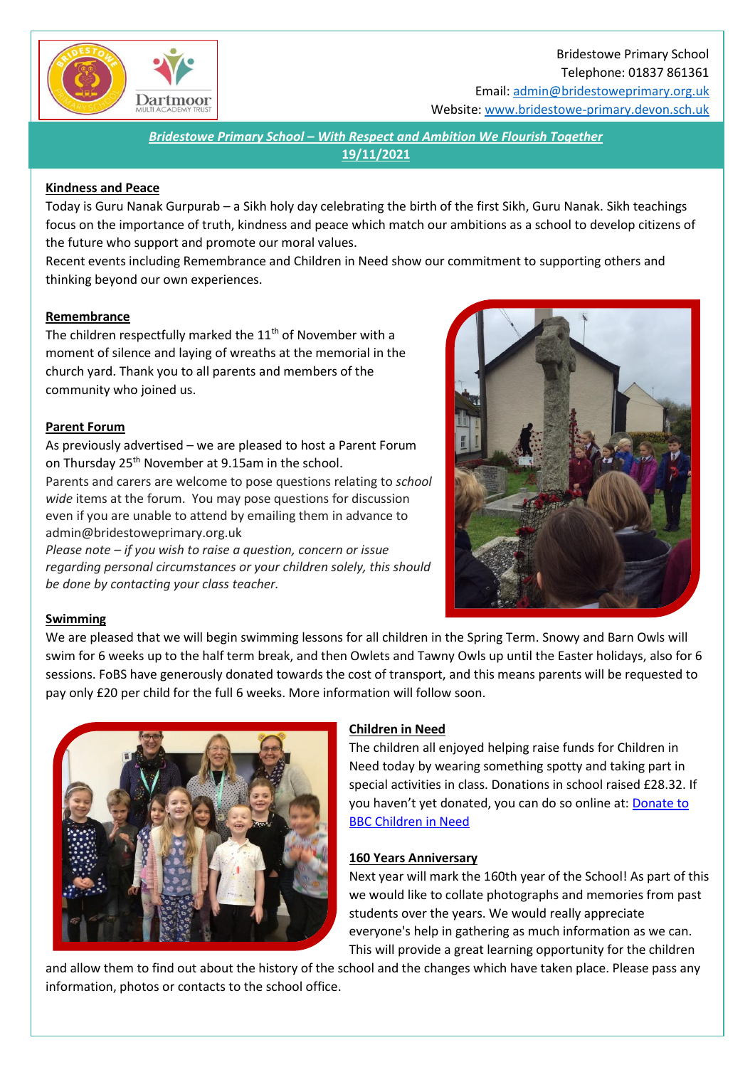Bridestowe Primary School
Telephone: 01837 861361
Email: admin@bridestoweprimary.org.uk
Website: www.bridestowe-primary.devon.sch.uk

***Bridestowe Primary School – With Respect and Ambition We Flourish Together***
**19/11/2021**

## Kindness and Peace

Today is Guru Nanak Gurpurab – a Sikh holy day celebrating the birth of the first Sikh, Guru Nanak. Sikh teachings focus on the importance of truth, kindness and peace which match our ambitions as a school to develop citizens of the future who support and promote our moral values.

Recent events including Remembrance and Children in Need show our commitment to supporting others and thinking beyond our own experiences.

## Remembrance

The children respectfully marked the 11th of November with a moment of silence and laying of wreaths at the memorial in the church yard. Thank you to all parents and members of the community who joined us.

## Parent Forum

As previously advertised – we are pleased to host a Parent Forum on Thursday 25th November at 9.15am in the school.

Parents and carers are welcome to pose questions relating to *school wide* items at the forum. You may pose questions for discussion even if you are unable to attend by emailing them in advance to admin@bridestoweprimary.org.uk

*Please note – if you wish to raise a question, concern or issue regarding personal circumstances or your children solely, this should be done by contacting your class teacher.*

## Swimming

We are pleased that we will begin swimming lessons for all children in the Spring Term. Snowy and Barn Owls will swim for 6 weeks up to the half term break, and then Owlets and Tawny Owls up until the Easter holidays, also for 6 sessions. FoBS have generously donated towards the cost of transport, and this means parents will be requested to pay only £20 per child for the full 6 weeks. More information will follow soon.

## Children in Need

The children all enjoyed helping raise funds for Children in Need today by wearing something spotty and taking part in special activities in class. Donations in school raised £28.32. If you haven't yet donated, you can do so online at: Donate to BBC Children in Need

## 160 Years Anniversary

Next year will mark the 160th year of the School! As part of this we would like to collate photographs and memories from past students over the years. We would really appreciate everyone's help in gathering as much information as we can. This will provide a great learning opportunity for the children and allow them to find out about the history of the school and the changes which have taken place. Please pass any information, photos or contacts to the school office.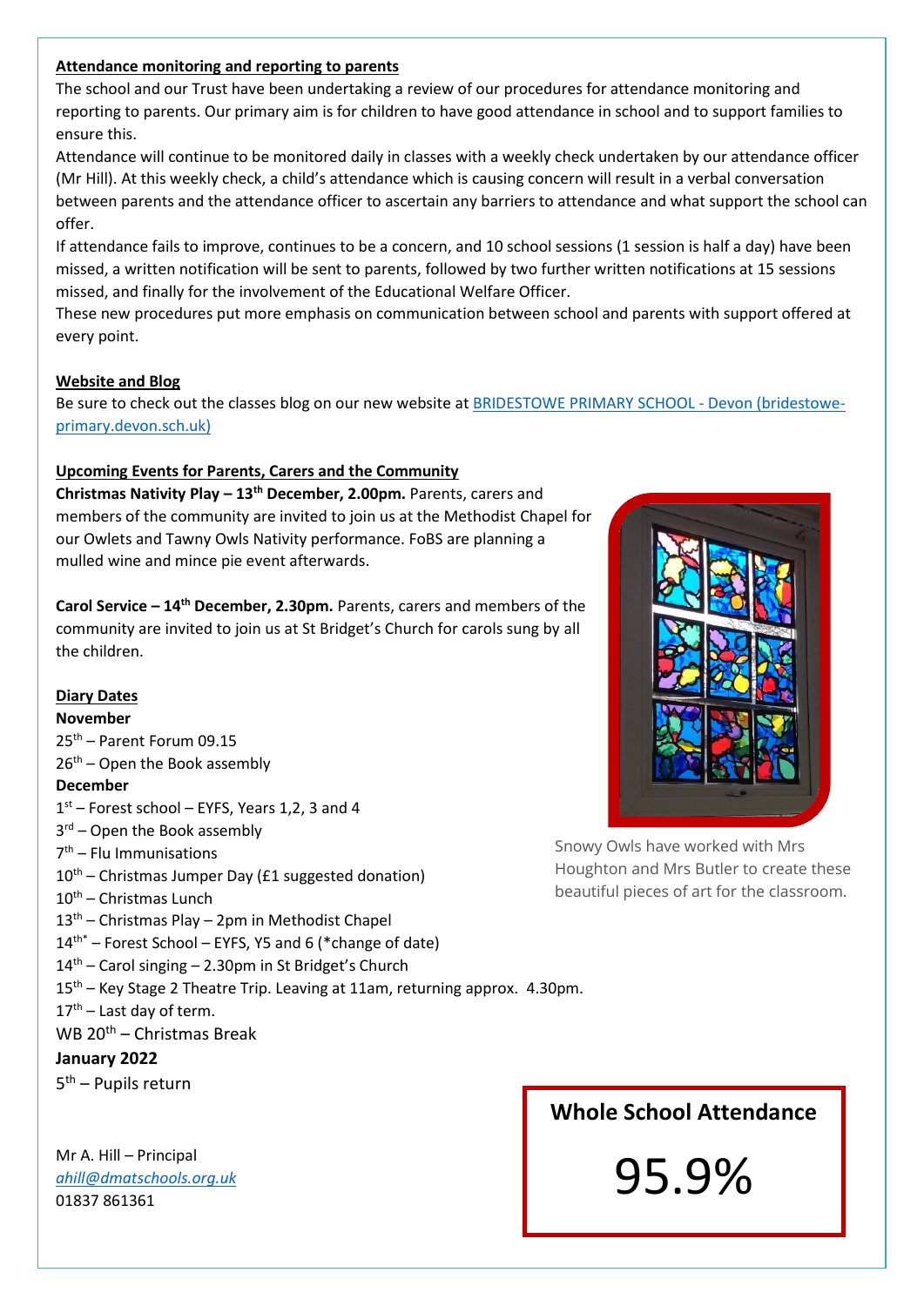**Attendance monitoring and reporting to parents**

The school and our Trust have been undertaking a review of our procedures for attendance monitoring and reporting to parents. Our primary aim is for children to have good attendance in school and to support families to ensure this.

Attendance will continue to be monitored daily in classes with a weekly check undertaken by our attendance officer (Mr Hill). At this weekly check, a child's attendance which is causing concern will result in a verbal conversation between parents and the attendance officer to ascertain any barriers to attendance and what support the school can offer.

If attendance fails to improve, continues to be a concern, and 10 school sessions (1 session is half a day) have been missed, a written notification will be sent to parents, followed by two further written notifications at 15 sessions missed, and finally for the involvement of the Educational Welfare Officer.

These new procedures put more emphasis on communication between school and parents with support offered at every point.

**Website and Blog**

Be sure to check out the classes blog on our new website at [BRIDESTOWE PRIMARY SCHOOL - Devon (bridestowe-primary.devon.sch.uk)](bridestowe-primary.devon.sch.uk)

**Upcoming Events for Parents, Carers and the Community**

**Christmas Nativity Play – 13th December, 2.00pm.** Parents, carers and members of the community are invited to join us at the Methodist Chapel for our Owlets and Tawny Owls Nativity performance. FoBS are planning a mulled wine and mince pie event afterwards.

**Carol Service – 14th December, 2.30pm.** Parents, carers and members of the community are invited to join us at St Bridget's Church for carols sung by all the children.

Snowy Owls have worked with Mrs Houghton and Mrs Butler to create these beautiful pieces of art for the classroom.

**Diary Dates**

**November**

25th – Parent Forum 09.15
26th – Open the Book assembly

**December**

1st – Forest school – EYFS, Years 1,2, 3 and 4
3rd – Open the Book assembly
7th – Flu Immunisations
10th – Christmas Jumper Day (£1 suggested donation)
10th – Christmas Lunch
13th – Christmas Play – 2pm in Methodist Chapel
14th* – Forest School – EYFS, Y5 and 6 (*change of date)
14th – Carol singing – 2.30pm in St Bridget's Church
15th – Key Stage 2 Theatre Trip. Leaving at 11am, returning approx. 4.30pm.
17th – Last day of term.
WB 20th – Christmas Break

**January 2022**

5th – Pupils return

**Whole School Attendance**

**95.9%**

Mr A. Hill – Principal
*ahill@dmatschools.org.uk*
01837 861361